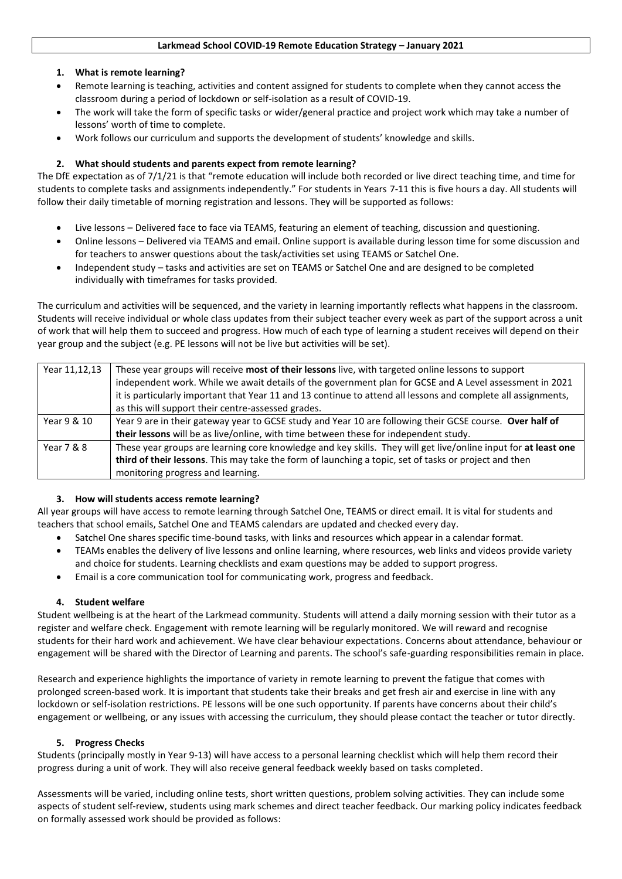# Larkmead School COVID-19 Remote Education Strategy – January 2021

## 1. What is remote learning?

- Remote learning is teaching, activities and content assigned for students to complete when they cannot access the classroom during a period of lockdown or self-isolation as a result of COVID-19.
- The work will take the form of specific tasks or wider/general practice and project work which may take a number of lessons' worth of time to complete.
- Work follows our curriculum and supports the development of students' knowledge and skills.

## 2. What should students and parents expect from remote learning?

The DfE expectation as of 7/1/21 is that "remote education will include both recorded or live direct teaching time, and time for students to complete tasks and assignments independently." For students in Years 7-11 this is five hours a day. All students will follow their daily timetable of morning registration and lessons. They will be supported as follows:

- Live lessons – Delivered face to face via TEAMS, featuring an element of teaching, discussion and questioning.
- Online lessons – Delivered via TEAMS and email. Online support is available during lesson time for some discussion and for teachers to answer questions about the task/activities set using TEAMS or Satchel One.
- Independent study – tasks and activities are set on TEAMS or Satchel One and are designed to be completed individually with timeframes for tasks provided.

The curriculum and activities will be sequenced, and the variety in learning importantly reflects what happens in the classroom. Students will receive individual or whole class updates from their subject teacher every week as part of the support across a unit of work that will help them to succeed and progress. How much of each type of learning a student receives will depend on their year group and the subject (e.g. PE lessons will not be live but activities will be set).

| | |
|---|---|
| Year 11,12,13 | These year groups will receive **most of their lessons** live, with targeted online lessons to support independent work. While we await details of the government plan for GCSE and A Level assessment in 2021 it is particularly important that Year 11 and 13 continue to attend all lessons and complete all assignments, as this will support their centre-assessed grades. |
| Year 9 & 10 | Year 9 are in their gateway year to GCSE study and Year 10 are following their GCSE course. **Over half of their lessons** will be as live/online, with time between these for independent study. |
| Year 7 & 8 | These year groups are learning core knowledge and key skills. They will get live/online input for **at least one third of their lessons**. This may take the form of launching a topic, set of tasks or project and then monitoring progress and learning. |

## 3. How will students access remote learning?

All year groups will have access to remote learning through Satchel One, TEAMS or direct email. It is vital for students and teachers that school emails, Satchel One and TEAMS calendars are updated and checked every day.

- Satchel One shares specific time-bound tasks, with links and resources which appear in a calendar format.
- TEAMs enables the delivery of live lessons and online learning, where resources, web links and videos provide variety and choice for students. Learning checklists and exam questions may be added to support progress.
- Email is a core communication tool for communicating work, progress and feedback.

## 4. Student welfare

Student wellbeing is at the heart of the Larkmead community. Students will attend a daily morning session with their tutor as a register and welfare check. Engagement with remote learning will be regularly monitored. We will reward and recognise students for their hard work and achievement. We have clear behaviour expectations. Concerns about attendance, behaviour or engagement will be shared with the Director of Learning and parents. The school's safe-guarding responsibilities remain in place.

Research and experience highlights the importance of variety in remote learning to prevent the fatigue that comes with prolonged screen-based work. It is important that students take their breaks and get fresh air and exercise in line with any lockdown or self-isolation restrictions. PE lessons will be one such opportunity. If parents have concerns about their child's engagement or wellbeing, or any issues with accessing the curriculum, they should please contact the teacher or tutor directly.

## 5. Progress Checks

Students (principally mostly in Year 9-13) will have access to a personal learning checklist which will help them record their progress during a unit of work. They will also receive general feedback weekly based on tasks completed.

Assessments will be varied, including online tests, short written questions, problem solving activities. They can include some aspects of student self-review, students using mark schemes and direct teacher feedback. Our marking policy indicates feedback on formally assessed work should be provided as follows: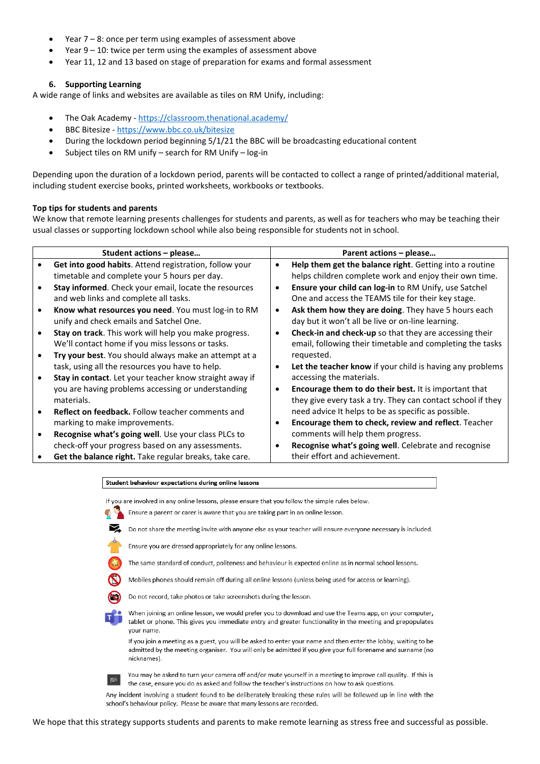- Year 7 – 8: once per term using examples of assessment above
- Year 9 – 10: twice per term using the examples of assessment above
- Year 11, 12 and 13 based on stage of preparation for exams and formal assessment

### 6. Supporting Learning

A wide range of links and websites are available as tiles on RM Unify, including:

- The Oak Academy - https://classroom.thenational.academy/
- BBC Bitesize - https://www.bbc.co.uk/bitesize
- During the lockdown period beginning 5/1/21 the BBC will be broadcasting educational content
- Subject tiles on RM unify – search for RM Unify – log-in

Depending upon the duration of a lockdown period, parents will be contacted to collect a range of printed/additional material, including student exercise books, printed worksheets, workbooks or textbooks.

**Top tips for students and parents**

We know that remote learning presents challenges for students and parents, as well as for teachers who may be teaching their usual classes or supporting lockdown school while also being responsible for students not in school.

| Student actions – please… | Parent actions – please… |
|---|---|
| • **Get into good habits**. Attend registration, follow your timetable and complete your 5 hours per day.<br>• **Stay informed**. Check your email, locate the resources and web links and complete all tasks.<br>• **Know what resources you need**. You must log-in to RM unify and check emails and Satchel One.<br>• **Stay on track**. This work will help you make progress. We'll contact home if you miss lessons or tasks.<br>• **Try your best**. You should always make an attempt at a task, using all the resources you have to help.<br>• **Stay in contact**. Let your teacher know straight away if you are having problems accessing or understanding materials.<br>• **Reflect on feedback.** Follow teacher comments and marking to make improvements.<br>• **Recognise what's going well**. Use your class PLCs to check-off your progress based on any assessments.<br>• **Get the balance right.** Take regular breaks, take care. | • **Help them get the balance right**. Getting into a routine helps children complete work and enjoy their own time.<br>• **Ensure your child can log-in** to RM Unify, use Satchel One and access the TEAMS tile for their key stage.<br>• **Ask them how they are doing**. They have 5 hours each day but it won't all be live or on-line learning.<br>• **Check-in and check-up** so that they are accessing their email, following their timetable and completing the tasks requested.<br>• **Let the teacher know** if your child is having any problems accessing the materials.<br>• **Encourage them to do their best.** It is important that they give every task a try. They can contact school if they need advice It helps to be as specific as possible.<br>• **Encourage them to check, review and reflect**. Teacher comments will help them progress.<br>• **Recognise what's going well**. Celebrate and recognise their effort and achievement. |

**Student behaviour expectations during online lessons**

If you are involved in any online lessons, please ensure that you follow the simple rules below.

- Ensure a parent or carer is aware that you are taking part in an online lesson.
- Do not share the meeting invite with anyone else as your teacher will ensure everyone necessary is included.
- Ensure you are dressed appropriately for any online lessons.
- The same standard of conduct, politeness and behaviour is expected online as in normal school lessons.
- Mobiles phones should remain off during all online lessons (unless being used for access or learning).
- Do not record, take photos or take screenshots during the lesson.
- When joining an online lesson, we would prefer you to download and use the Teams app, on your computer, tablet or phone. This gives you immediate entry and greater functionality in the meeting and prepopulates your name.

  If you join a meeting as a guest, you will be asked to enter your name and then enter the lobby, waiting to be admitted by the meeting organiser. You will only be admitted if you give your full forename and surname (no nicknames).
- You may be asked to turn your camera off and/or mute yourself in a meeting to improve call quality. If this is the case, ensure you do as asked and follow the teacher's instructions on how to ask questions.

Any incident involving a student found to be deliberately breaking these rules will be followed up in line with the school's behaviour policy. Please be aware that many lessons are recorded.

We hope that this strategy supports students and parents to make remote learning as stress free and successful as possible.